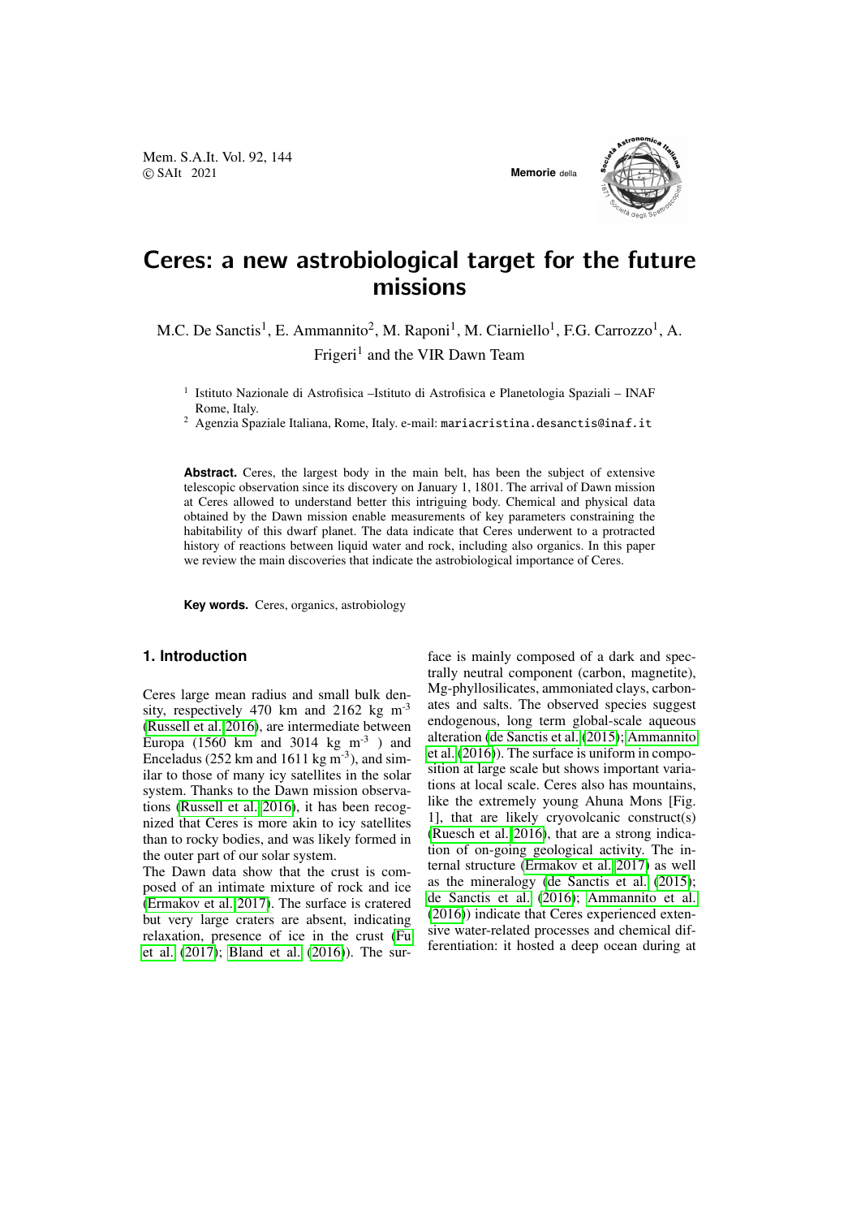# Ceres: a new astrobiological target for the future missions

M.C. De Sanctis[1], E. Ammannito[2], M. Raponi[1], M. Ciarniello[1], F.G. Carrozzo[1], A. Frigeri[1] and the VIR Dawn Team

[1] Istituto Nazionale di Astrofisica –Istituto di Astrofisica e Planetologia Spaziali – INAF Rome, Italy.

[2] Agenzia Spaziale Italiana, Rome, Italy. e-mail: mariacristina.desanctis@inaf.it

**Abstract.** Ceres, the largest body in the main belt, has been the subject of extensive telescopic observation since its discovery on January 1, 1801. The arrival of Dawn mission at Ceres allowed to understand better this intriguing body. Chemical and physical data obtained by the Dawn mission enable measurements of key parameters constraining the habitability of this dwarf planet. The data indicate that Ceres underwent to a protracted history of reactions between liquid water and rock, including also organics. In this paper we review the main discoveries that indicate the astrobiological importance of Ceres.

**Key words.** Ceres, organics, astrobiology

## 1. Introduction

Ceres large mean radius and small bulk density, respectively 470 km and 2162 kg m$^{-3}$ (Russell et al. 2016), are intermediate between Europa (1560 km and 3014 kg m$^{-3}$ ) and Enceladus (252 km and 1611 kg m$^{-3}$), and similar to those of many icy satellites in the solar system. Thanks to the Dawn mission observations (Russell et al. 2016), it has been recognized that Ceres is more akin to icy satellites than to rocky bodies, and was likely formed in the outer part of our solar system.

The Dawn data show that the crust is composed of an intimate mixture of rock and ice (Ermakov et al. 2017). The surface is cratered but very large craters are absent, indicating relaxation, presence of ice in the crust (Fu et al. (2017); Bland et al. (2016)). The surface is mainly composed of a dark and spectrally neutral component (carbon, magnetite), Mg-phyllosilicates, ammoniated clays, carbonates and salts. The observed species suggest endogenous, long term global-scale aqueous alteration (de Sanctis et al. (2015); Ammannito et al. (2016)). The surface is uniform in composition at large scale but shows important variations at local scale. Ceres also has mountains, like the extremely young Ahuna Mons [Fig. 1], that are likely cryovolcanic construct(s) (Ruesch et al. 2016), that are a strong indication of on-going geological activity. The internal structure (Ermakov et al. 2017) as well as the mineralogy (de Sanctis et al. (2015); de Sanctis et al. (2016); Ammannito et al. (2016)) indicate that Ceres experienced extensive water-related processes and chemical differentiation: it hosted a deep ocean during at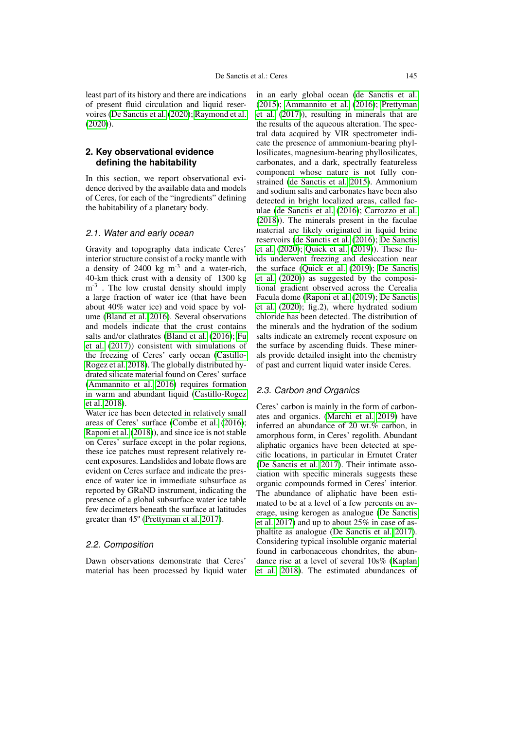least part of its history and there are indications of present fluid circulation and liquid reservoires (De Sanctis et al. (2020); Raymond et al. (2020)).

## 2. Key observational evidence defining the habitability

In this section, we report observational evidence derived by the available data and models of Ceres, for each of the "ingredients" defining the habitability of a planetary body.

### 2.1. Water and early ocean

Gravity and topography data indicate Ceres' interior structure consist of a rocky mantle with a density of 2400 kg m$^{-3}$ and a water-rich, 40-km thick crust with a density of 1300 kg m$^{-3}$ . The low crustal density should imply a large fraction of water ice (that have been about 40% water ice) and void space by volume (Bland et al. 2016). Several observations and models indicate that the crust contains salts and/or clathrates (Bland et al. (2016); Fu et al. (2017)) consistent with simulations of the freezing of Ceres' early ocean (Castillo-Rogez et al. 2018). The globally distributed hydrated silicate material found on Ceres' surface (Ammannito et al. 2016) requires formation in warm and abundant liquid (Castillo-Rogez et al. 2018).

Water ice has been detected in relatively small areas of Ceres' surface (Combe et al. (2016); Raponi et al. (2018)), and since ice is not stable on Ceres' surface except in the polar regions, these ice patches must represent relatively recent exposures. Landslides and lobate flows are evident on Ceres surface and indicate the presence of water ice in immediate subsurface as reported by GRaND instrument, indicating the presence of a global subsurface water ice table few decimeters beneath the surface at latitudes greater than 45º (Prettyman et al. 2017).

### 2.2. Composition

Dawn observations demonstrate that Ceres' material has been processed by liquid water in an early global ocean (de Sanctis et al. (2015); Ammannito et al. (2016); Prettyman et al. (2017)), resulting in minerals that are the results of the aqueous alteration. The spectral data acquired by VIR spectrometer indicate the presence of ammonium-bearing phyllosilicates, magnesium-bearing phyllosilicates, carbonates, and a dark, spectrally featureless component whose nature is not fully constrained (de Sanctis et al. 2015). Ammonium and sodium salts and carbonates have been also detected in bright localized areas, called faculae (de Sanctis et al. (2016); Carrozzo et al. (2018)). The minerals present in the faculae material are likely originated in liquid brine reservoirs (de Sanctis et al. (2016); De Sanctis et al. (2020); Quick et al. (2019)). These fluids underwent freezing and desiccation near the surface (Quick et al. (2019); De Sanctis et al. (2020)) as suggested by the compositional gradient observed across the Cerealia Facula dome (Raponi et al. (2019); De Sanctis et al. (2020); fig.2), where hydrated sodium chloride has been detected. The distribution of the minerals and the hydration of the sodium salts indicate an extremely recent exposure on the surface by ascending fluids. These minerals provide detailed insight into the chemistry of past and current liquid water inside Ceres.

### 2.3. Carbon and Organics

Ceres' carbon is mainly in the form of carbonates and organics. (Marchi et al. 2019) have inferred an abundance of 20 wt.% carbon, in amorphous form, in Ceres' regolith. Abundant aliphatic organics have been detected at specific locations, in particular in Ernutet Crater (De Sanctis et al. 2017). Their intimate association with specific minerals suggests these organic compounds formed in Ceres' interior. The abundance of aliphatic have been estimated to be at a level of a few percents on average, using kerogen as analogue (De Sanctis et al. 2017) and up to about 25% in case of asphaltite as analogue (De Sanctis et al. 2017). Considering typical insoluble organic material found in carbonaceous chondrites, the abundance rise at a level of several 10s% (Kaplan et al. 2018). The estimated abundances of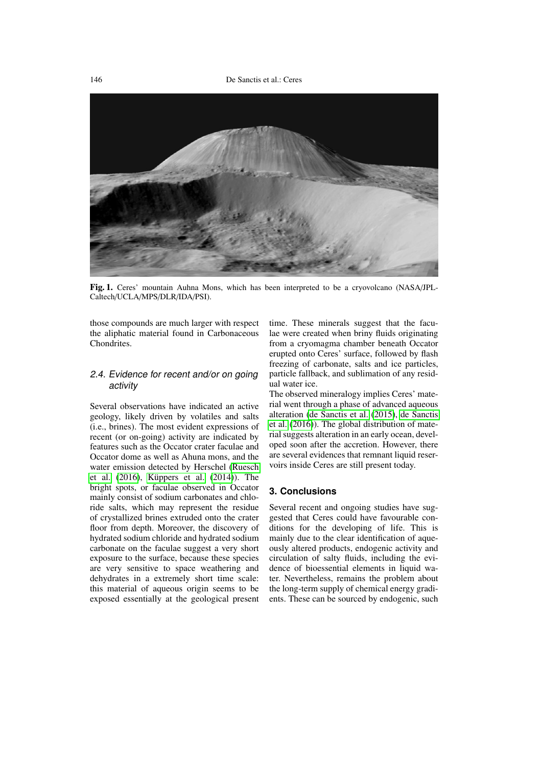**Fig. 1.** Ceres' mountain Auhna Mons, which has been interpreted to be a cryovolcano (NASA/JPL-Caltech/UCLA/MPS/DLR/IDA/PSI).

those compounds are much larger with respect the aliphatic material found in Carbonaceous Chondrites.

### 2.4. Evidence for recent and/or on going activity

Several observations have indicated an active geology, likely driven by volatiles and salts (i.e., brines). The most evident expressions of recent (or on-going) activity are indicated by features such as the Occator crater faculae and Occator dome as well as Ahuna mons, and the water emission detected by Herschel (Ruesch et al. (2016), Küppers et al. (2014)). The bright spots, or faculae observed in Occator mainly consist of sodium carbonates and chloride salts, which may represent the residue of crystallized brines extruded onto the crater floor from depth. Moreover, the discovery of hydrated sodium chloride and hydrated sodium carbonate on the faculae suggest a very short exposure to the surface, because these species are very sensitive to space weathering and dehydrates in a extremely short time scale: this material of aqueous origin seems to be exposed essentially at the geological present time. These minerals suggest that the faculae were created when briny fluids originating from a cryomagma chamber beneath Occator erupted onto Ceres' surface, followed by flash freezing of carbonate, salts and ice particles, particle fallback, and sublimation of any residual water ice.

The observed mineralogy implies Ceres' material went through a phase of advanced aqueous alteration (de Sanctis et al. (2015), de Sanctis et al. (2016)). The global distribution of material suggests alteration in an early ocean, developed soon after the accretion. However, there are several evidences that remnant liquid reservoirs inside Ceres are still present today.

## 3. Conclusions

Several recent and ongoing studies have suggested that Ceres could have favourable conditions for the developing of life. This is mainly due to the clear identification of aqueously altered products, endogenic activity and circulation of salty fluids, including the evidence of bioessential elements in liquid water. Nevertheless, remains the problem about the long-term supply of chemical energy gradients. These can be sourced by endogenic, such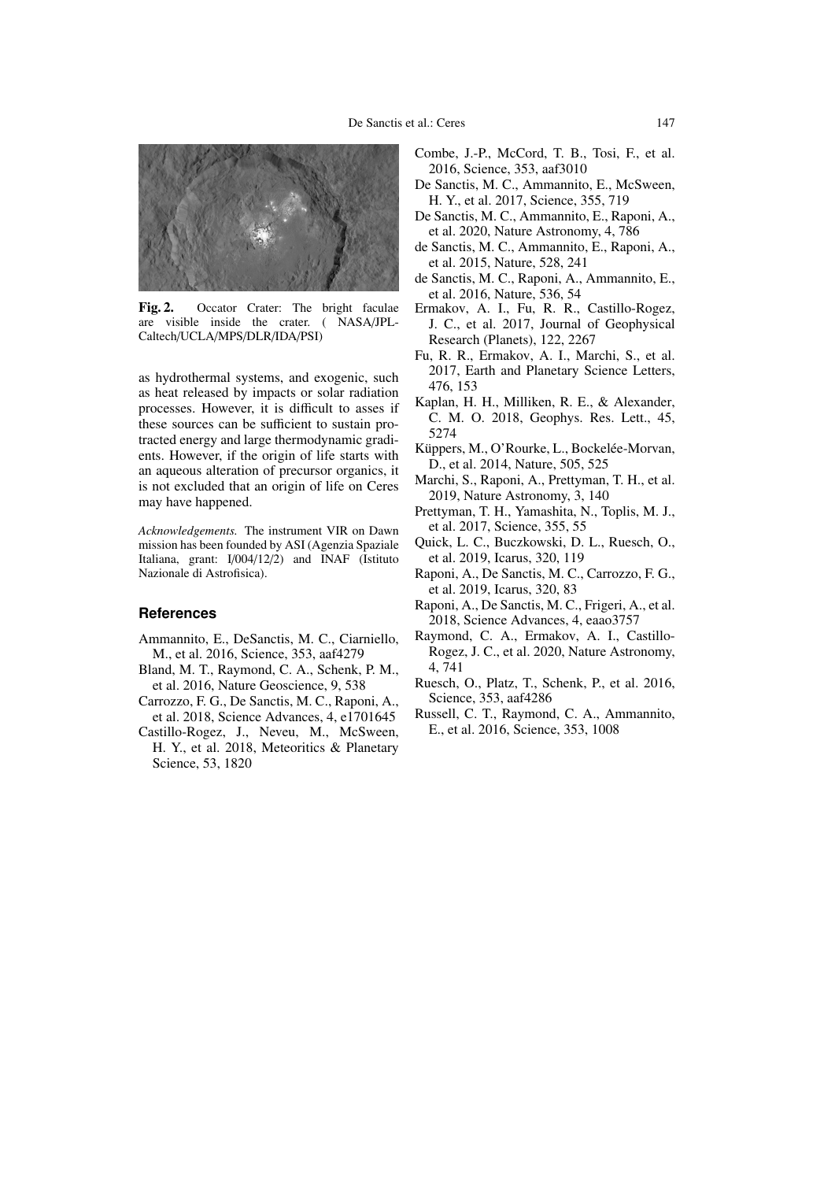**Fig. 2.** Occator Crater: The bright faculae are visible inside the crater. ( NASA/JPL-Caltech/UCLA/MPS/DLR/IDA/PSI)

as hydrothermal systems, and exogenic, such as heat released by impacts or solar radiation processes. However, it is difficult to asses if these sources can be sufficient to sustain protracted energy and large thermodynamic gradients. However, if the origin of life starts with an aqueous alteration of precursor organics, it is not excluded that an origin of life on Ceres may have happened.

*Acknowledgements.* The instrument VIR on Dawn mission has been founded by ASI (Agenzia Spaziale Italiana, grant: I/004/12/2) and INAF (Istituto Nazionale di Astrofisica).

## References

Ammannito, E., DeSanctis, M. C., Ciarniello, M., et al. 2016, Science, 353, aaf4279

Bland, M. T., Raymond, C. A., Schenk, P. M., et al. 2016, Nature Geoscience, 9, 538

Carrozzo, F. G., De Sanctis, M. C., Raponi, A., et al. 2018, Science Advances, 4, e1701645

Castillo-Rogez, J., Neveu, M., McSween, H. Y., et al. 2018, Meteoritics & Planetary Science, 53, 1820

Combe, J.-P., McCord, T. B., Tosi, F., et al. 2016, Science, 353, aaf3010

De Sanctis, M. C., Ammannito, E., McSween, H. Y., et al. 2017, Science, 355, 719

De Sanctis, M. C., Ammannito, E., Raponi, A., et al. 2020, Nature Astronomy, 4, 786

de Sanctis, M. C., Ammannito, E., Raponi, A., et al. 2015, Nature, 528, 241

de Sanctis, M. C., Raponi, A., Ammannito, E., et al. 2016, Nature, 536, 54

Ermakov, A. I., Fu, R. R., Castillo-Rogez, J. C., et al. 2017, Journal of Geophysical Research (Planets), 122, 2267

Fu, R. R., Ermakov, A. I., Marchi, S., et al. 2017, Earth and Planetary Science Letters, 476, 153

Kaplan, H. H., Milliken, R. E., & Alexander, C. M. O. 2018, Geophys. Res. Lett., 45, 5274

Küppers, M., O'Rourke, L., Bockelée-Morvan, D., et al. 2014, Nature, 505, 525

Marchi, S., Raponi, A., Prettyman, T. H., et al. 2019, Nature Astronomy, 3, 140

Prettyman, T. H., Yamashita, N., Toplis, M. J., et al. 2017, Science, 355, 55

Quick, L. C., Buczkowski, D. L., Ruesch, O., et al. 2019, Icarus, 320, 119

Raponi, A., De Sanctis, M. C., Carrozzo, F. G., et al. 2019, Icarus, 320, 83

Raponi, A., De Sanctis, M. C., Frigeri, A., et al. 2018, Science Advances, 4, eaao3757

Raymond, C. A., Ermakov, A. I., Castillo-Rogez, J. C., et al. 2020, Nature Astronomy, 4, 741

Ruesch, O., Platz, T., Schenk, P., et al. 2016, Science, 353, aaf4286

Russell, C. T., Raymond, C. A., Ammannito, E., et al. 2016, Science, 353, 1008